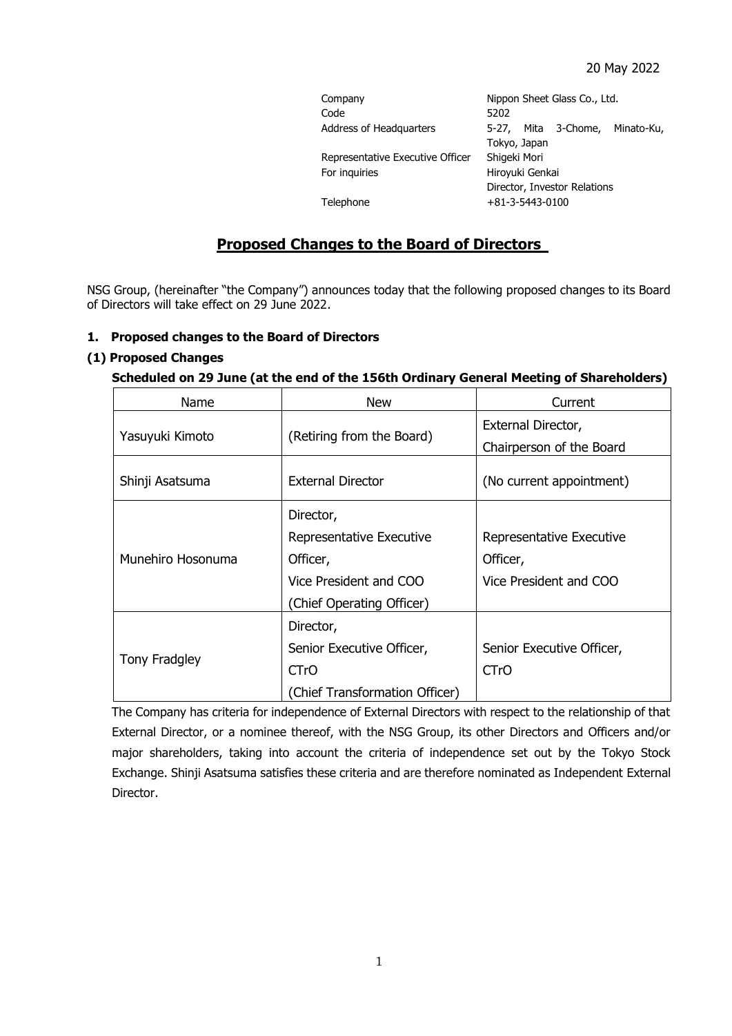20 May 2022

| | |
|---|---|
| Company | Nippon Sheet Glass Co., Ltd. |
| Code | 5202 |
| Address of Headquarters | 5-27, Mita 3-Chome, Minato-Ku, Tokyo, Japan |
| Representative Executive Officer | Shigeki Mori |
| For inquiries | Hiroyuki Genkai<br>Director, Investor Relations |
| Telephone | +81-3-5443-0100 |

# Proposed Changes to the Board of Directors

NSG Group, (hereinafter "the Company") announces today that the following proposed changes to its Board of Directors will take effect on 29 June 2022.

## 1. Proposed changes to the Board of Directors

### (1) Proposed Changes

**Scheduled on 29 June (at the end of the 156th Ordinary General Meeting of Shareholders)**

| Name | New | Current |
|---|---|---|
| Yasuyuki Kimoto | (Retiring from the Board) | External Director, Chairperson of the Board |
| Shinji Asatsuma | External Director | (No current appointment) |
| Munehiro Hosonuma | Director, Representative Executive Officer, Vice President and COO (Chief Operating Officer) | Representative Executive Officer, Vice President and COO |
| Tony Fradgley | Director, Senior Executive Officer, CTrO (Chief Transformation Officer) | Senior Executive Officer, CTrO |

The Company has criteria for independence of External Directors with respect to the relationship of that External Director, or a nominee thereof, with the NSG Group, its other Directors and Officers and/or major shareholders, taking into account the criteria of independence set out by the Tokyo Stock Exchange. Shinji Asatsuma satisfies these criteria and are therefore nominated as Independent External Director.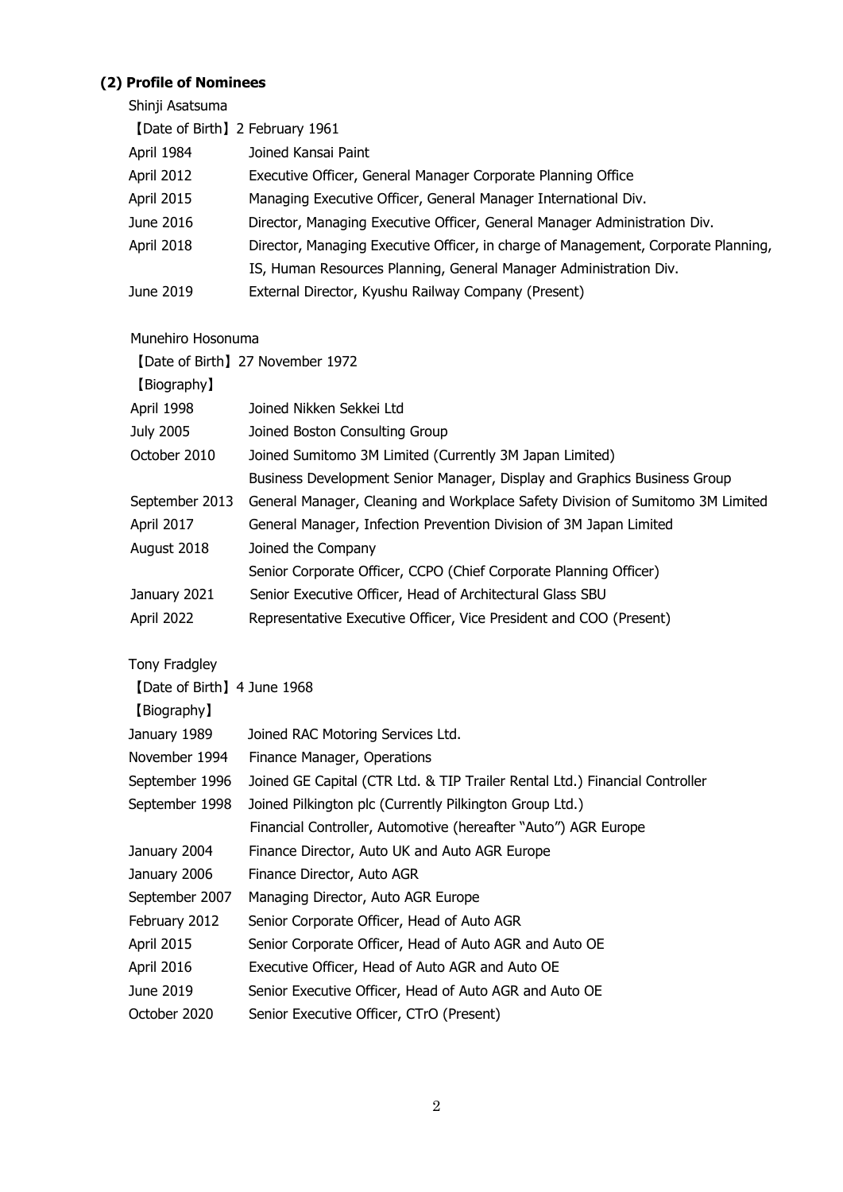### (2) Profile of Nominees

Shinji Asatsuma

【Date of Birth】2 February 1961

| | |
|---|---|
| April 1984 | Joined Kansai Paint |
| April 2012 | Executive Officer, General Manager Corporate Planning Office |
| April 2015 | Managing Executive Officer, General Manager International Div. |
| June 2016 | Director, Managing Executive Officer, General Manager Administration Div. |
| April 2018 | Director, Managing Executive Officer, in charge of Management, Corporate Planning, IS, Human Resources Planning, General Manager Administration Div. |
| June 2019 | External Director, Kyushu Railway Company (Present) |

Munehiro Hosonuma

【Date of Birth】27 November 1972

【Biography】

| | |
|---|---|
| April 1998 | Joined Nikken Sekkei Ltd |
| July 2005 | Joined Boston Consulting Group |
| October 2010 | Joined Sumitomo 3M Limited (Currently 3M Japan Limited) Business Development Senior Manager, Display and Graphics Business Group |
| September 2013 | General Manager, Cleaning and Workplace Safety Division of Sumitomo 3M Limited |
| April 2017 | General Manager, Infection Prevention Division of 3M Japan Limited |
| August 2018 | Joined the Company Senior Corporate Officer, CCPO (Chief Corporate Planning Officer) |
| January 2021 | Senior Executive Officer, Head of Architectural Glass SBU |
| April 2022 | Representative Executive Officer, Vice President and COO (Present) |

Tony Fradgley

【Date of Birth】4 June 1968

【Biography】

| | |
|---|---|
| January 1989 | Joined RAC Motoring Services Ltd. |
| November 1994 | Finance Manager, Operations |
| September 1996 | Joined GE Capital (CTR Ltd. & TIP Trailer Rental Ltd.) Financial Controller |
| September 1998 | Joined Pilkington plc (Currently Pilkington Group Ltd.) Financial Controller, Automotive (hereafter "Auto") AGR Europe |
| January 2004 | Finance Director, Auto UK and Auto AGR Europe |
| January 2006 | Finance Director, Auto AGR |
| September 2007 | Managing Director, Auto AGR Europe |
| February 2012 | Senior Corporate Officer, Head of Auto AGR |
| April 2015 | Senior Corporate Officer, Head of Auto AGR and Auto OE |
| April 2016 | Executive Officer, Head of Auto AGR and Auto OE |
| June 2019 | Senior Executive Officer, Head of Auto AGR and Auto OE |
| October 2020 | Senior Executive Officer, CTrO (Present) |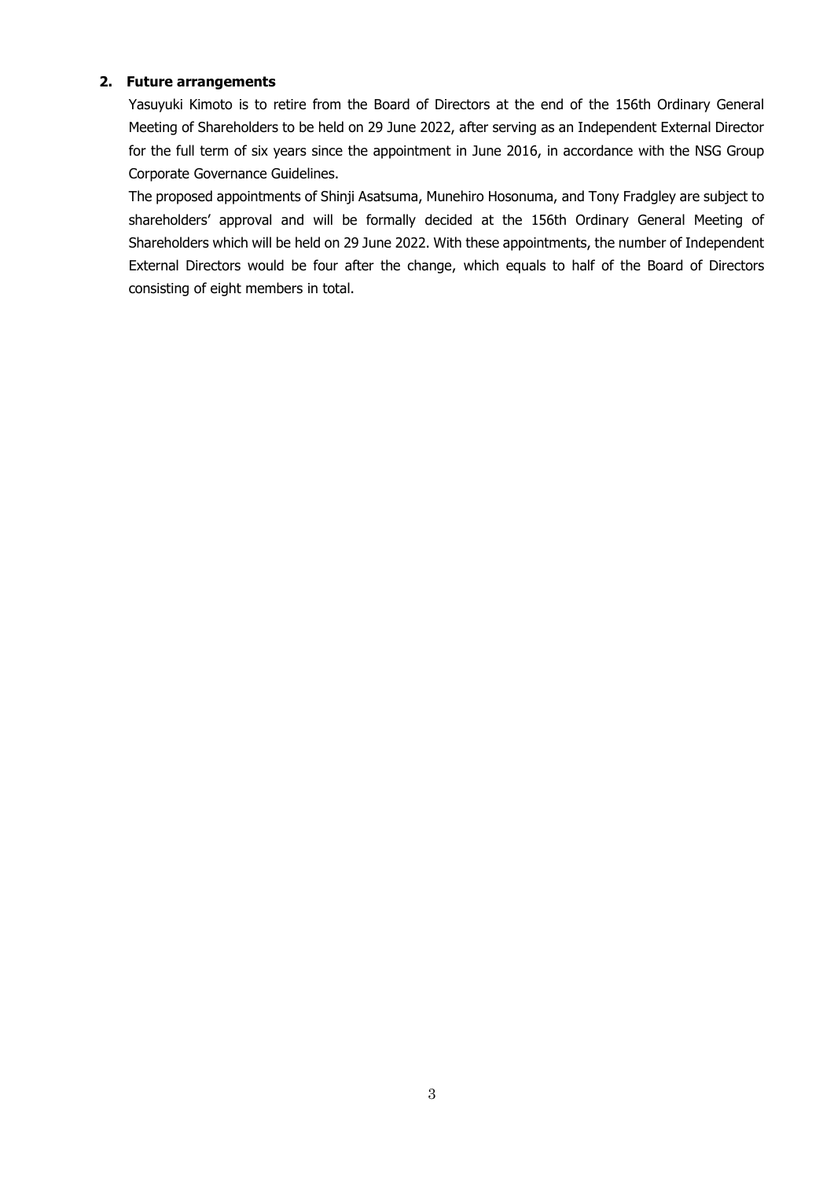## 2. Future arrangements

Yasuyuki Kimoto is to retire from the Board of Directors at the end of the 156th Ordinary General Meeting of Shareholders to be held on 29 June 2022, after serving as an Independent External Director for the full term of six years since the appointment in June 2016, in accordance with the NSG Group Corporate Governance Guidelines.

The proposed appointments of Shinji Asatsuma, Munehiro Hosonuma, and Tony Fradgley are subject to shareholders' approval and will be formally decided at the 156th Ordinary General Meeting of Shareholders which will be held on 29 June 2022. With these appointments, the number of Independent External Directors would be four after the change, which equals to half of the Board of Directors consisting of eight members in total.